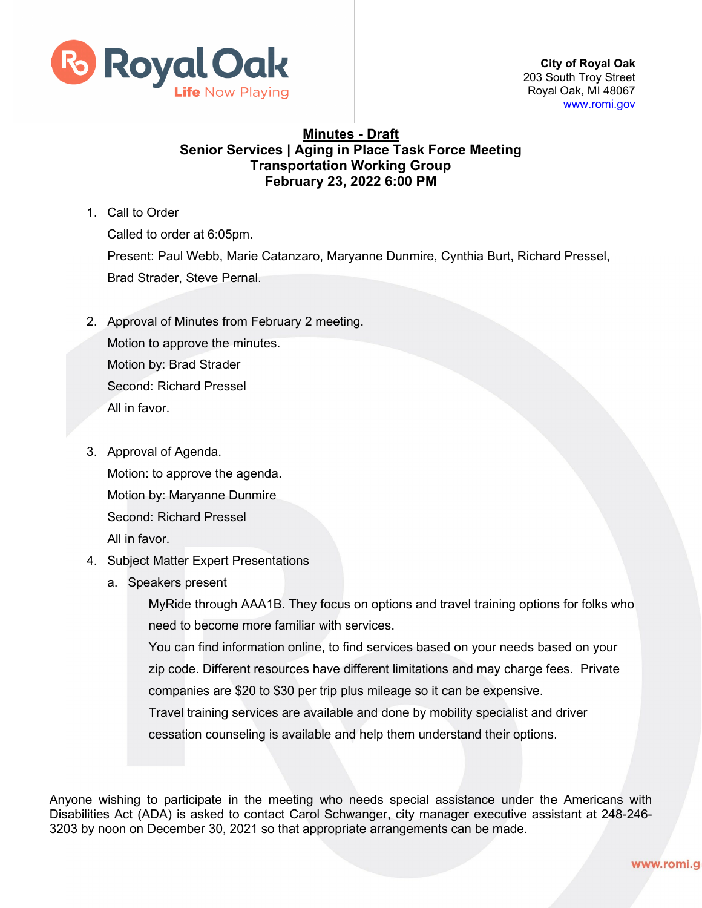**City of Royal Oak**
203 South Troy Street
Royal Oak, MI 48067
www.romi.gov

# Minutes - Draft

## Senior Services | Aging in Place Task Force Meeting
## Transportation Working Group
## February 23, 2022 6:00 PM

1. Call to Order

   Called to order at 6:05pm.

   Present: Paul Webb, Marie Catanzaro, Maryanne Dunmire, Cynthia Burt, Richard Pressel, Brad Strader, Steve Pernal.

2. Approval of Minutes from February 2 meeting.

   Motion to approve the minutes.

   Motion by: Brad Strader

   Second: Richard Pressel

   All in favor.

3. Approval of Agenda.

   Motion: to approve the agenda.

   Motion by: Maryanne Dunmire

   Second: Richard Pressel

   All in favor.

4. Subject Matter Expert Presentations

   a. Speakers present

      MyRide through AAA1B. They focus on options and travel training options for folks who need to become more familiar with services.

      You can find information online, to find services based on your needs based on your zip code. Different resources have different limitations and may charge fees. Private companies are $20 to $30 per trip plus mileage so it can be expensive.

      Travel training services are available and done by mobility specialist and driver cessation counseling is available and help them understand their options.

Anyone wishing to participate in the meeting who needs special assistance under the Americans with Disabilities Act (ADA) is asked to contact Carol Schwanger, city manager executive assistant at 248-246-3203 by noon on December 30, 2021 so that appropriate arrangements can be made.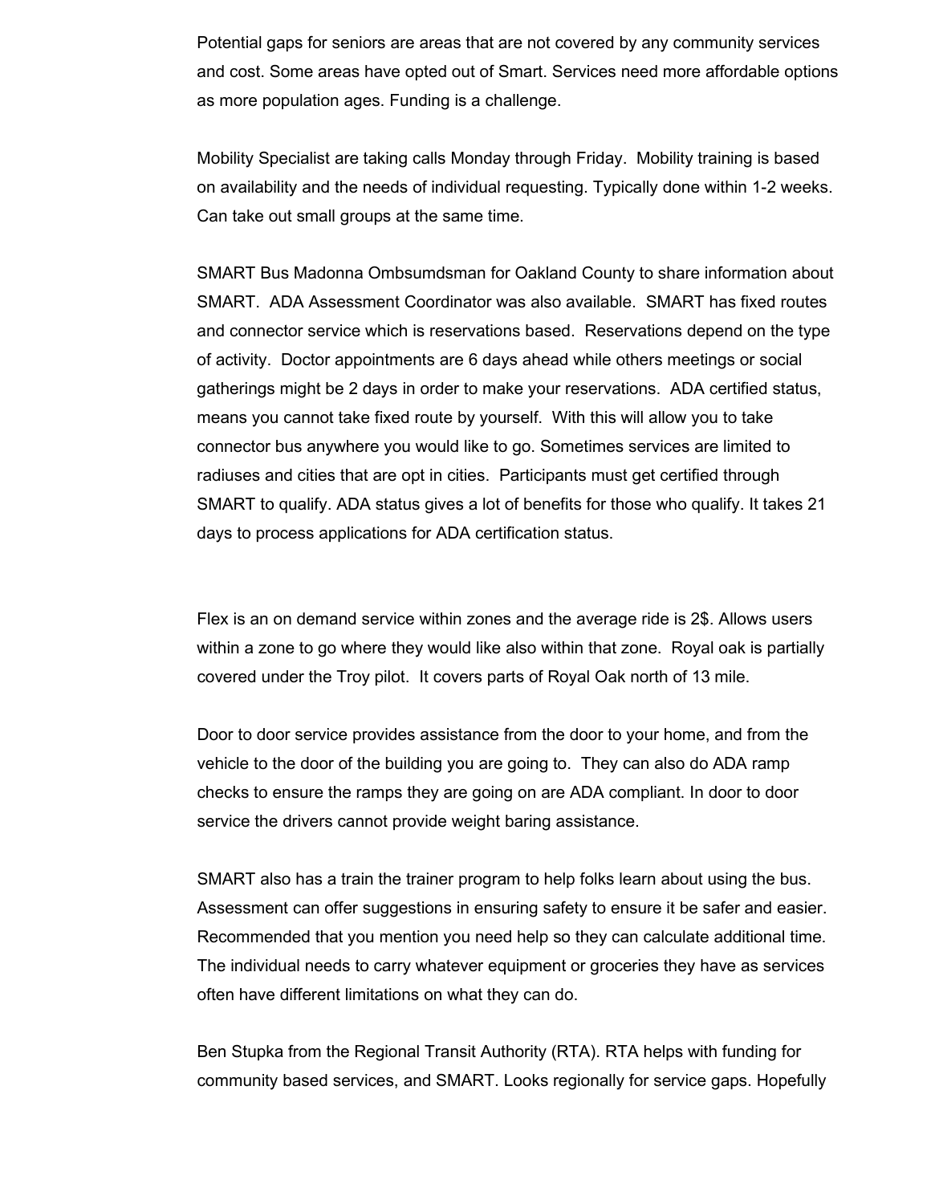Potential gaps for seniors are areas that are not covered by any community services and cost. Some areas have opted out of Smart. Services need more affordable options as more population ages. Funding is a challenge.

Mobility Specialist are taking calls Monday through Friday.  Mobility training is based on availability and the needs of individual requesting. Typically done within 1-2 weeks. Can take out small groups at the same time.

SMART Bus Madonna Ombsumdsman for Oakland County to share information about SMART.  ADA Assessment Coordinator was also available.  SMART has fixed routes and connector service which is reservations based.  Reservations depend on the type of activity.  Doctor appointments are 6 days ahead while others meetings or social gatherings might be 2 days in order to make your reservations.  ADA certified status, means you cannot take fixed route by yourself.  With this will allow you to take connector bus anywhere you would like to go. Sometimes services are limited to radiuses and cities that are opt in cities.  Participants must get certified through SMART to qualify. ADA status gives a lot of benefits for those who qualify. It takes 21 days to process applications for ADA certification status.

Flex is an on demand service within zones and the average ride is 2$. Allows users within a zone to go where they would like also within that zone.  Royal oak is partially covered under the Troy pilot.  It covers parts of Royal Oak north of 13 mile.

Door to door service provides assistance from the door to your home, and from the vehicle to the door of the building you are going to.  They can also do ADA ramp checks to ensure the ramps they are going on are ADA compliant. In door to door service the drivers cannot provide weight baring assistance.

SMART also has a train the trainer program to help folks learn about using the bus. Assessment can offer suggestions in ensuring safety to ensure it be safer and easier. Recommended that you mention you need help so they can calculate additional time. The individual needs to carry whatever equipment or groceries they have as services often have different limitations on what they can do.

Ben Stupka from the Regional Transit Authority (RTA). RTA helps with funding for community based services, and SMART. Looks regionally for service gaps. Hopefully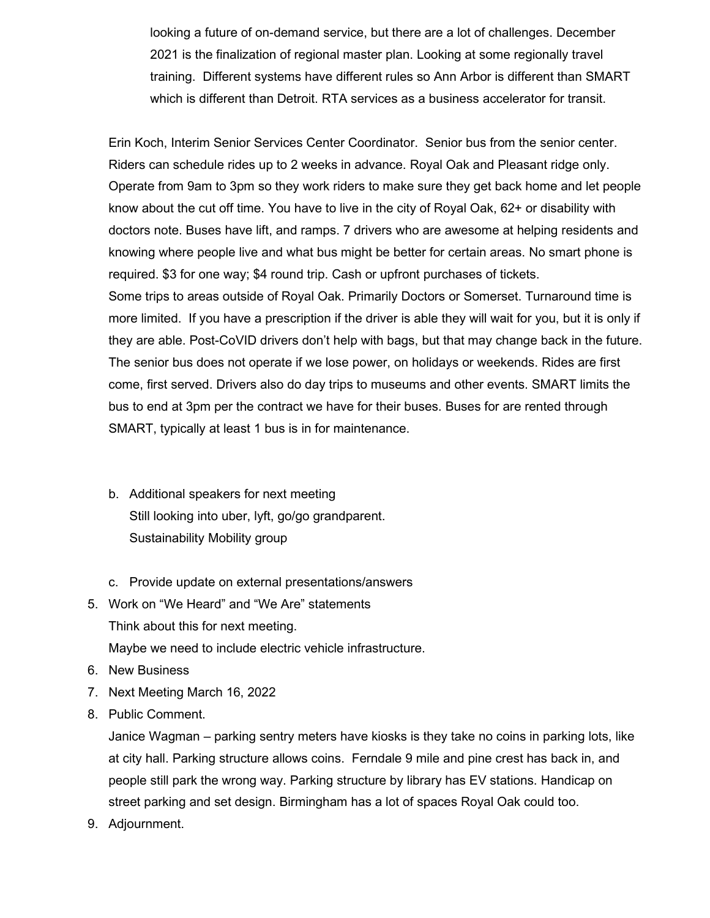looking a future of on-demand service, but there are a lot of challenges. December 2021 is the finalization of regional master plan. Looking at some regionally travel training. Different systems have different rules so Ann Arbor is different than SMART which is different than Detroit. RTA services as a business accelerator for transit.

Erin Koch, Interim Senior Services Center Coordinator. Senior bus from the senior center. Riders can schedule rides up to 2 weeks in advance. Royal Oak and Pleasant ridge only. Operate from 9am to 3pm so they work riders to make sure they get back home and let people know about the cut off time. You have to live in the city of Royal Oak, 62+ or disability with doctors note. Buses have lift, and ramps. 7 drivers who are awesome at helping residents and knowing where people live and what bus might be better for certain areas. No smart phone is required. $3 for one way; $4 round trip. Cash or upfront purchases of tickets.
Some trips to areas outside of Royal Oak. Primarily Doctors or Somerset. Turnaround time is more limited. If you have a prescription if the driver is able they will wait for you, but it is only if they are able. Post-CoVID drivers don't help with bags, but that may change back in the future. The senior bus does not operate if we lose power, on holidays or weekends. Rides are first come, first served. Drivers also do day trips to museums and other events. SMART limits the bus to end at 3pm per the contract we have for their buses. Buses for are rented through SMART, typically at least 1 bus is in for maintenance.

b. Additional speakers for next meeting
   Still looking into uber, lyft, go/go grandparent.
   Sustainability Mobility group

c. Provide update on external presentations/answers

5. Work on "We Heard" and "We Are" statements
   Think about this for next meeting.
   Maybe we need to include electric vehicle infrastructure.
6. New Business
7. Next Meeting March 16, 2022
8. Public Comment.
   Janice Wagman – parking sentry meters have kiosks is they take no coins in parking lots, like at city hall. Parking structure allows coins. Ferndale 9 mile and pine crest has back in, and people still park the wrong way. Parking structure by library has EV stations. Handicap on street parking and set design. Birmingham has a lot of spaces Royal Oak could too.
9. Adjournment.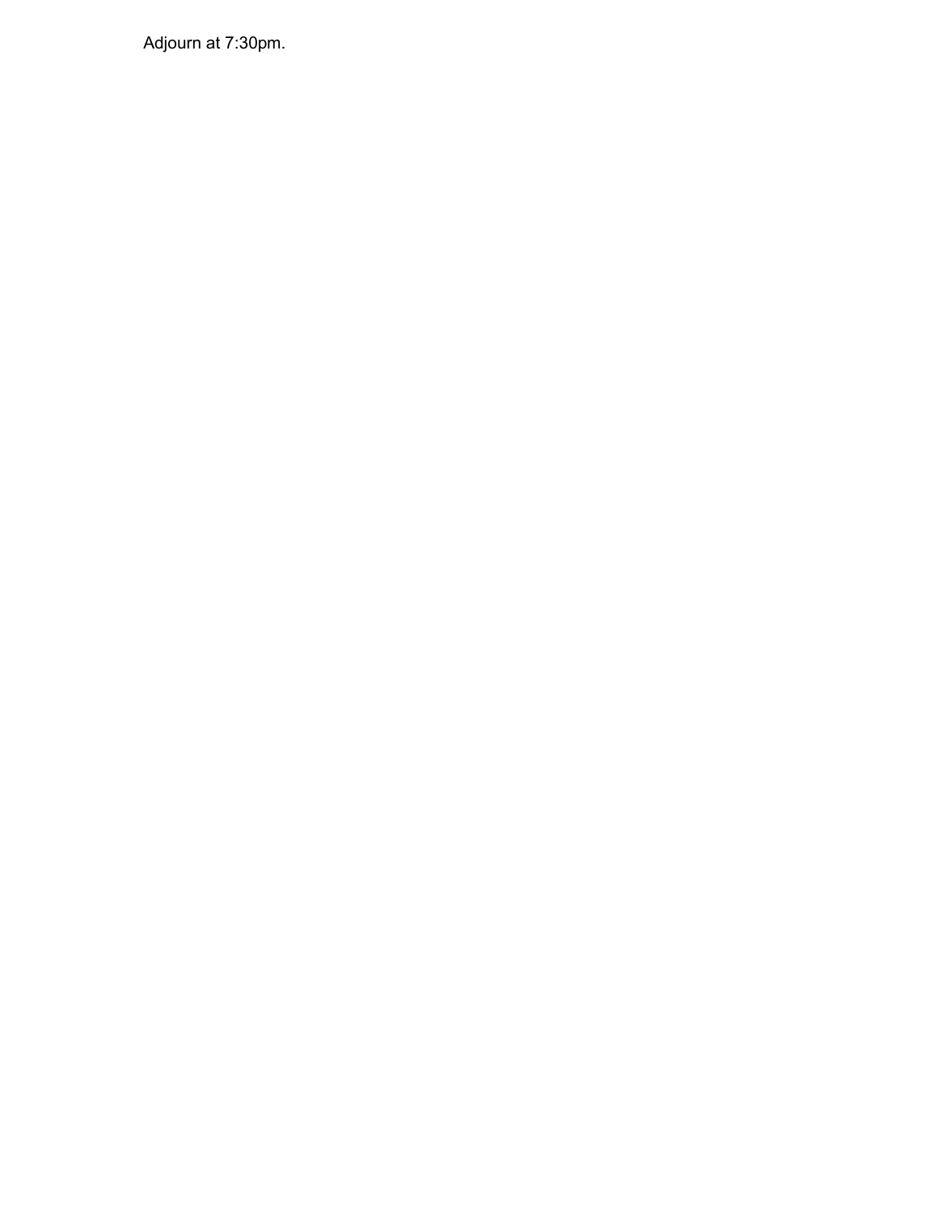Adjourn at 7:30pm.